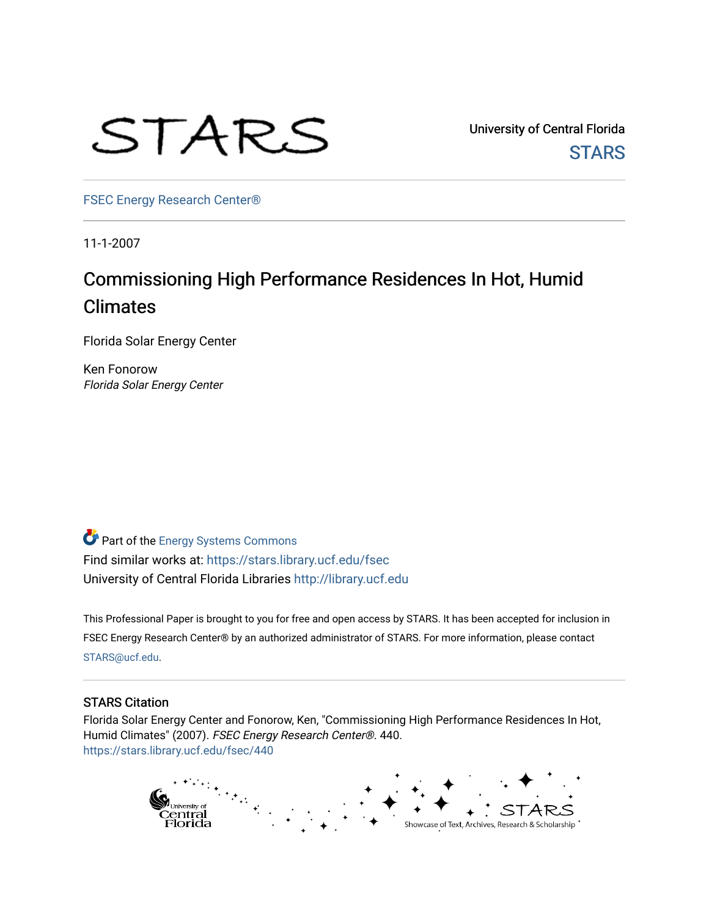STARS

University of Central Florida

STARS

FSEC Energy Research Center®

11-1-2007

# Commissioning High Performance Residences In Hot, Humid Climates

Florida Solar Energy Center

Ken Fonorow
*Florida Solar Energy Center*

Part of the Energy Systems Commons

Find similar works at: https://stars.library.ucf.edu/fsec

University of Central Florida Libraries http://library.ucf.edu

This Professional Paper is brought to you for free and open access by STARS. It has been accepted for inclusion in FSEC Energy Research Center® by an authorized administrator of STARS. For more information, please contact STARS@ucf.edu.

## STARS Citation

Florida Solar Energy Center and Fonorow, Ken, "Commissioning High Performance Residences In Hot, Humid Climates" (2007). *FSEC Energy Research Center®*. 440.
https://stars.library.ucf.edu/fsec/440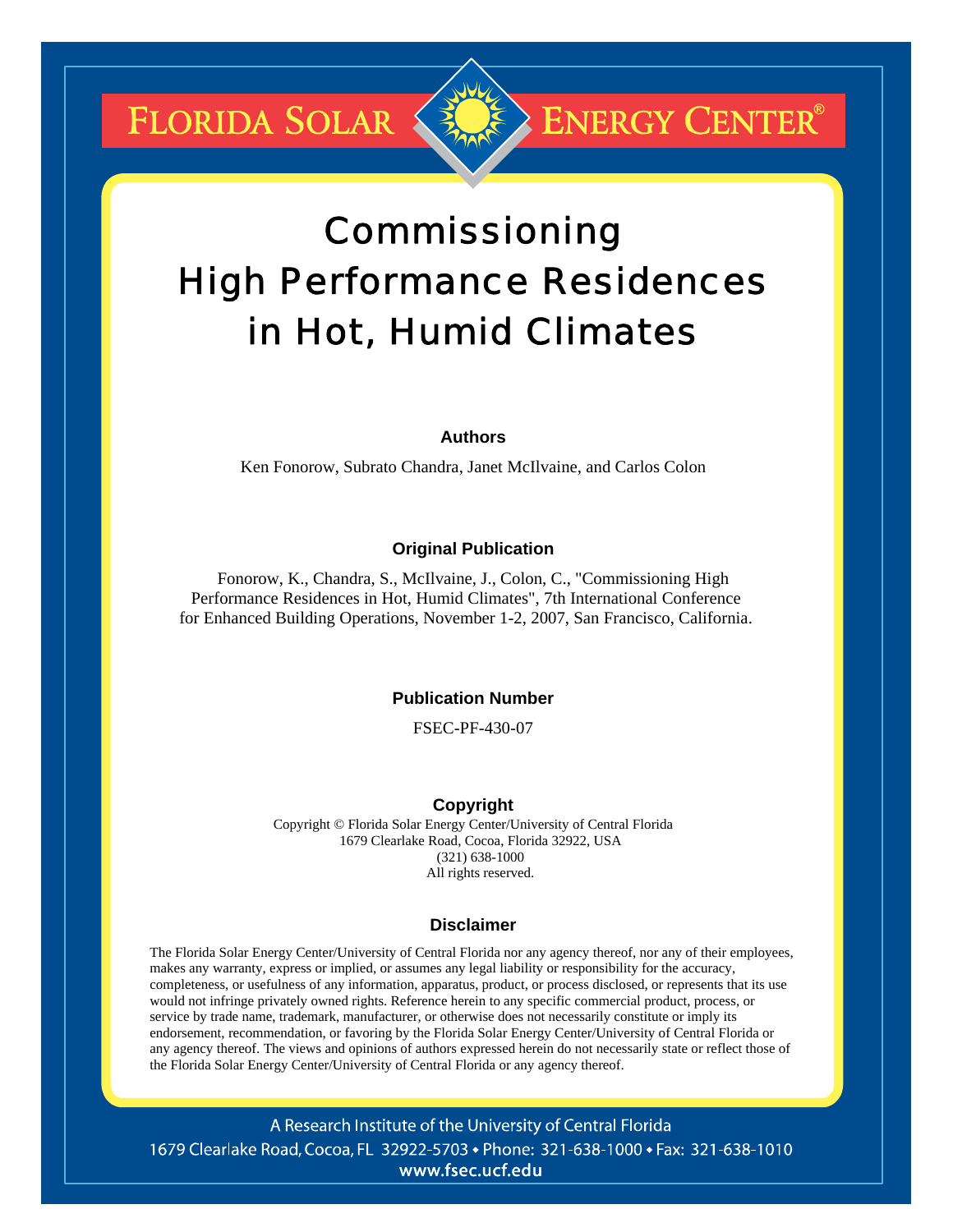# FLORIDA SOLAR ENERGY CENTER®

# Commissioning High Performance Residences in Hot, Humid Climates

**Authors**

Ken Fonorow, Subrato Chandra, Janet McIlvaine, and Carlos Colon

**Original Publication**

Fonorow, K., Chandra, S., McIlvaine, J., Colon, C., "Commissioning High Performance Residences in Hot, Humid Climates", 7th International Conference for Enhanced Building Operations, November 1-2, 2007, San Francisco, California.

**Publication Number**

FSEC-PF-430-07

**Copyright**

Copyright © Florida Solar Energy Center/University of Central Florida
1679 Clearlake Road, Cocoa, Florida 32922, USA
(321) 638-1000
All rights reserved.

**Disclaimer**

The Florida Solar Energy Center/University of Central Florida nor any agency thereof, nor any of their employees, makes any warranty, express or implied, or assumes any legal liability or responsibility for the accuracy, completeness, or usefulness of any information, apparatus, product, or process disclosed, or represents that its use would not infringe privately owned rights. Reference herein to any specific commercial product, process, or service by trade name, trademark, manufacturer, or otherwise does not necessarily constitute or imply its endorsement, recommendation, or favoring by the Florida Solar Energy Center/University of Central Florida or any agency thereof. The views and opinions of authors expressed herein do not necessarily state or reflect those of the Florida Solar Energy Center/University of Central Florida or any agency thereof.

A Research Institute of the University of Central Florida
1679 Clearlake Road, Cocoa, FL 32922-5703 • Phone: 321-638-1000 • Fax: 321-638-1010
www.fsec.ucf.edu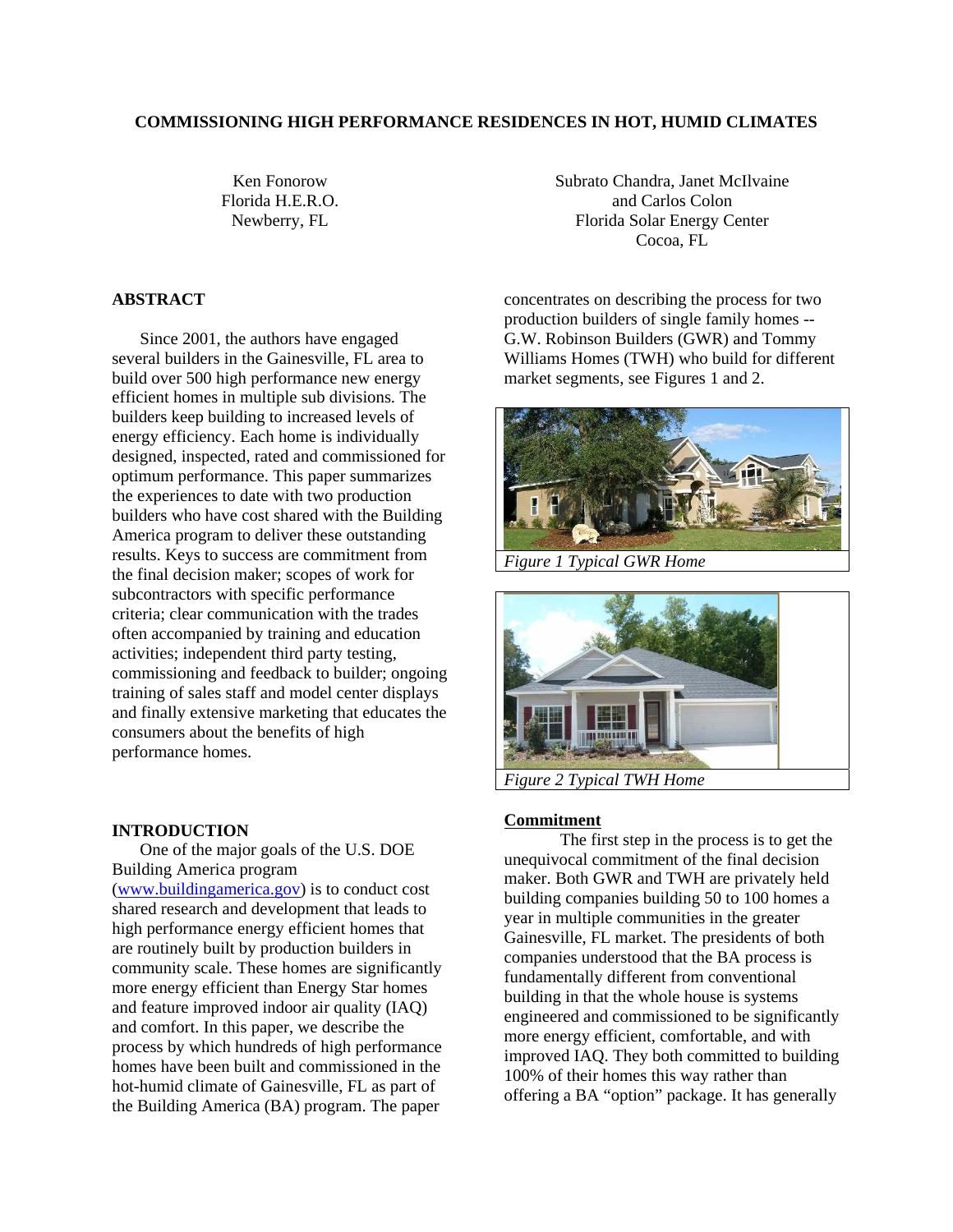# COMMISSIONING HIGH PERFORMANCE RESIDENCES IN HOT, HUMID CLIMATES

Ken Fonorow
Florida H.E.R.O.
Newberry, FL

Subrato Chandra, Janet McIlvaine
and Carlos Colon
Florida Solar Energy Center
Cocoa, FL

## ABSTRACT

Since 2001, the authors have engaged several builders in the Gainesville, FL area to build over 500 high performance new energy efficient homes in multiple sub divisions. The builders keep building to increased levels of energy efficiency. Each home is individually designed, inspected, rated and commissioned for optimum performance. This paper summarizes the experiences to date with two production builders who have cost shared with the Building America program to deliver these outstanding results. Keys to success are commitment from the final decision maker; scopes of work for subcontractors with specific performance criteria; clear communication with the trades often accompanied by training and education activities; independent third party testing, commissioning and feedback to builder; ongoing training of sales staff and model center displays and finally extensive marketing that educates the consumers about the benefits of high performance homes.

## INTRODUCTION

One of the major goals of the U.S. DOE Building America program (www.buildingamerica.gov) is to conduct cost shared research and development that leads to high performance energy efficient homes that are routinely built by production builders in community scale. These homes are significantly more energy efficient than Energy Star homes and feature improved indoor air quality (IAQ) and comfort. In this paper, we describe the process by which hundreds of high performance homes have been built and commissioned in the hot-humid climate of Gainesville, FL as part of the Building America (BA) program. The paper concentrates on describing the process for two production builders of single family homes -- G.W. Robinson Builders (GWR) and Tommy Williams Homes (TWH) who build for different market segments, see Figures 1 and 2.

*Figure 1 Typical GWR Home*

*Figure 2 Typical TWH Home*

### Commitment

The first step in the process is to get the unequivocal commitment of the final decision maker. Both GWR and TWH are privately held building companies building 50 to 100 homes a year in multiple communities in the greater Gainesville, FL market. The presidents of both companies understood that the BA process is fundamentally different from conventional building in that the whole house is systems engineered and commissioned to be significantly more energy efficient, comfortable, and with improved IAQ. They both committed to building 100% of their homes this way rather than offering a BA "option" package. It has generally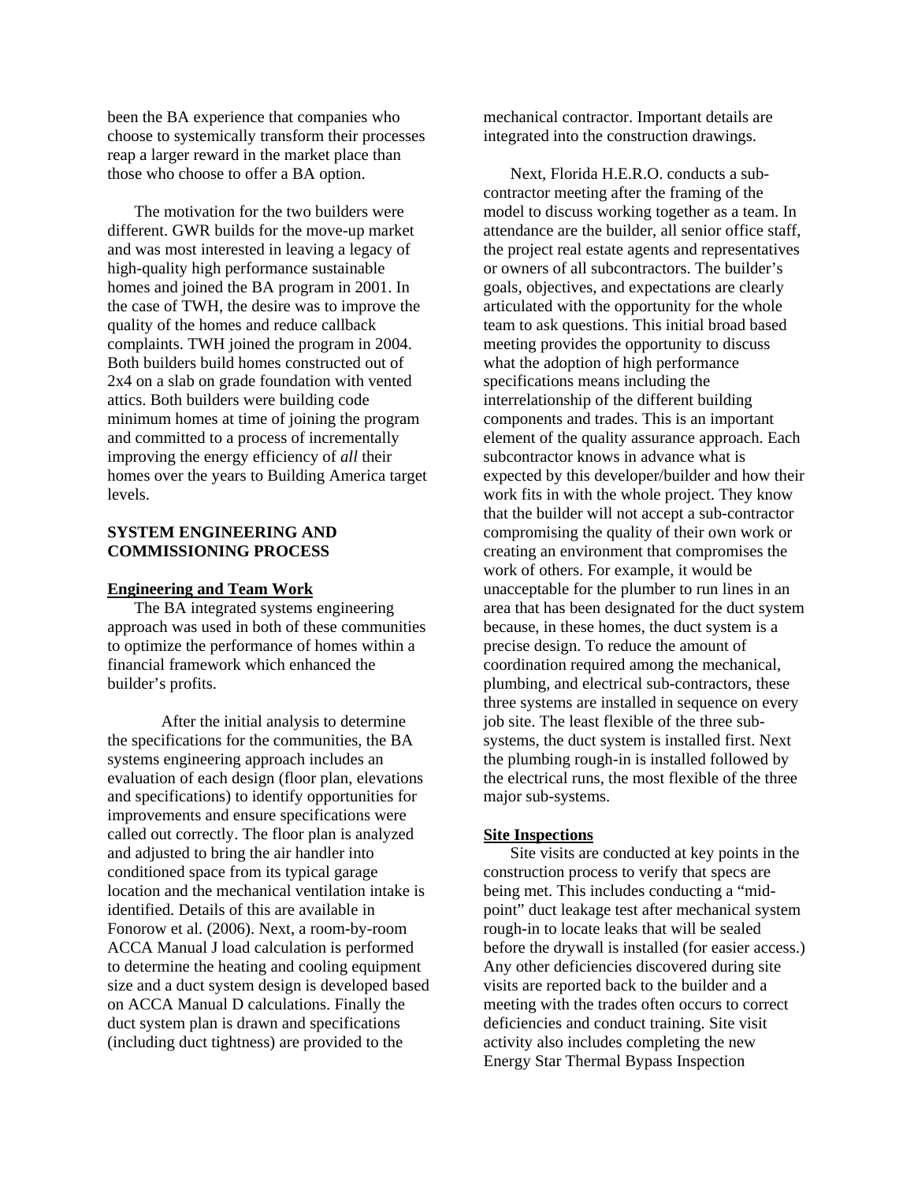been the BA experience that companies who choose to systemically transform their processes reap a larger reward in the market place than those who choose to offer a BA option.

The motivation for the two builders were different. GWR builds for the move-up market and was most interested in leaving a legacy of high-quality high performance sustainable homes and joined the BA program in 2001. In the case of TWH, the desire was to improve the quality of the homes and reduce callback complaints. TWH joined the program in 2004. Both builders build homes constructed out of 2x4 on a slab on grade foundation with vented attics. Both builders were building code minimum homes at time of joining the program and committed to a process of incrementally improving the energy efficiency of *all* their homes over the years to Building America target levels.

## SYSTEM ENGINEERING AND COMMISSIONING PROCESS

### Engineering and Team Work

The BA integrated systems engineering approach was used in both of these communities to optimize the performance of homes within a financial framework which enhanced the builder's profits.

After the initial analysis to determine the specifications for the communities, the BA systems engineering approach includes an evaluation of each design (floor plan, elevations and specifications) to identify opportunities for improvements and ensure specifications were called out correctly. The floor plan is analyzed and adjusted to bring the air handler into conditioned space from its typical garage location and the mechanical ventilation intake is identified. Details of this are available in Fonorow et al. (2006). Next, a room-by-room ACCA Manual J load calculation is performed to determine the heating and cooling equipment size and a duct system design is developed based on ACCA Manual D calculations. Finally the duct system plan is drawn and specifications (including duct tightness) are provided to the mechanical contractor. Important details are integrated into the construction drawings.

Next, Florida H.E.R.O. conducts a sub-contractor meeting after the framing of the model to discuss working together as a team. In attendance are the builder, all senior office staff, the project real estate agents and representatives or owners of all subcontractors. The builder's goals, objectives, and expectations are clearly articulated with the opportunity for the whole team to ask questions. This initial broad based meeting provides the opportunity to discuss what the adoption of high performance specifications means including the interrelationship of the different building components and trades. This is an important element of the quality assurance approach. Each subcontractor knows in advance what is expected by this developer/builder and how their work fits in with the whole project. They know that the builder will not accept a sub-contractor compromising the quality of their own work or creating an environment that compromises the work of others. For example, it would be unacceptable for the plumber to run lines in an area that has been designated for the duct system because, in these homes, the duct system is a precise design. To reduce the amount of coordination required among the mechanical, plumbing, and electrical sub-contractors, these three systems are installed in sequence on every job site. The least flexible of the three sub-systems, the duct system is installed first. Next the plumbing rough-in is installed followed by the electrical runs, the most flexible of the three major sub-systems.

### Site Inspections

Site visits are conducted at key points in the construction process to verify that specs are being met. This includes conducting a "mid-point" duct leakage test after mechanical system rough-in to locate leaks that will be sealed before the drywall is installed (for easier access.) Any other deficiencies discovered during site visits are reported back to the builder and a meeting with the trades often occurs to correct deficiencies and conduct training. Site visit activity also includes completing the new Energy Star Thermal Bypass Inspection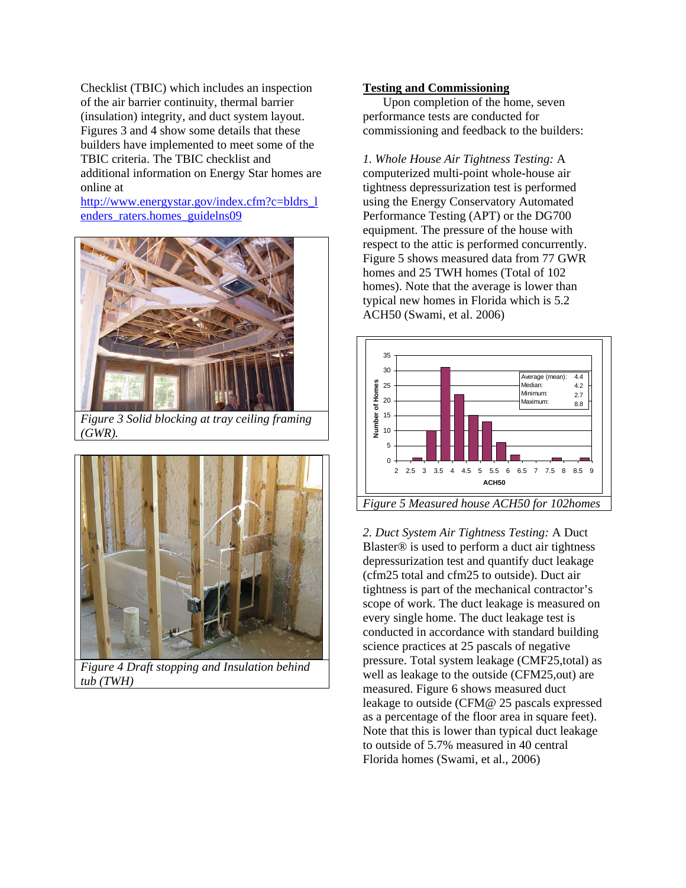Checklist (TBIC) which includes an inspection of the air barrier continuity, thermal barrier (insulation) integrity, and duct system layout. Figures 3 and 4 show some details that these builders have implemented to meet some of the TBIC criteria. The TBIC checklist and additional information on Energy Star homes are online at [http://www.energystar.gov/index.cfm?c=bldrs_lenders_raters.homes_guidelns09](http://www.energystar.gov/index.cfm?c=bldrs_lenders_raters.homes_guidelns09)

*Figure 3 Solid blocking at tray ceiling framing (GWR).*

*Figure 4 Draft stopping and Insulation behind tub (TWH)*

## Testing and Commissioning

Upon completion of the home, seven performance tests are conducted for commissioning and feedback to the builders:

*1. Whole House Air Tightness Testing:* A computerized multi-point whole-house air tightness depressurization test is performed using the Energy Conservatory Automated Performance Testing (APT) or the DG700 equipment. The pressure of the house with respect to the attic is performed concurrently. Figure 5 shows measured data from 77 GWR homes and 25 TWH homes (Total of 102 homes). Note that the average is lower than typical new homes in Florida which is 5.2 ACH50 (Swami, et al. 2006)

| Average (mean): | 4.4 |
|---|---|
| Median: | 4.2 |
| Minimum: | 2.7 |
| Maximum: | 8.8 |

*Figure 5 Measured house ACH50 for 102homes*

*2. Duct System Air Tightness Testing:* A Duct Blaster® is used to perform a duct air tightness depressurization test and quantify duct leakage (cfm25 total and cfm25 to outside). Duct air tightness is part of the mechanical contractor's scope of work. The duct leakage is measured on every single home. The duct leakage test is conducted in accordance with standard building science practices at 25 pascals of negative pressure. Total system leakage (CMF25,total) as well as leakage to the outside (CFM25,out) are measured. Figure 6 shows measured duct leakage to outside (CFM@ 25 pascals expressed as a percentage of the floor area in square feet). Note that this is lower than typical duct leakage to outside of 5.7% measured in 40 central Florida homes (Swami, et al., 2006)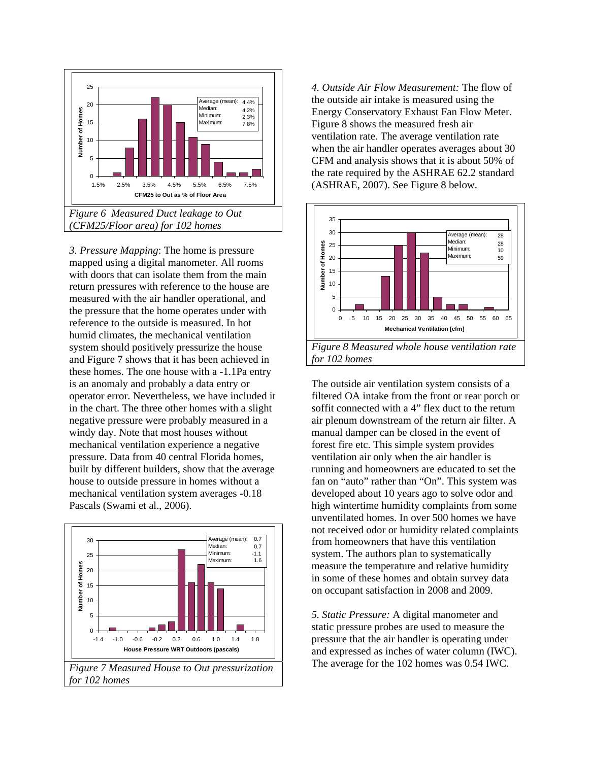*Figure 6 Measured Duct leakage to Out (CFM25/Floor area) for 102 homes*

*3. Pressure Mapping*: The home is pressure mapped using a digital manometer. All rooms with doors that can isolate them from the main return pressures with reference to the house are measured with the air handler operational, and the pressure that the home operates under with reference to the outside is measured. In hot humid climates, the mechanical ventilation system should positively pressurize the house and Figure 7 shows that it has been achieved in these homes. The one house with a -1.1Pa entry is an anomaly and probably a data entry or operator error. Nevertheless, we have included it in the chart. The three other homes with a slight negative pressure were probably measured in a windy day. Note that most houses without mechanical ventilation experience a negative pressure. Data from 40 central Florida homes, built by different builders, show that the average house to outside pressure in homes without a mechanical ventilation system averages -0.18 Pascals (Swami et al., 2006).

*Figure 7 Measured House to Out pressurization for 102 homes*

*4. Outside Air Flow Measurement:* The flow of the outside air intake is measured using the Energy Conservatory Exhaust Fan Flow Meter. Figure 8 shows the measured fresh air ventilation rate. The average ventilation rate when the air handler operates averages about 30 CFM and analysis shows that it is about 50% of the rate required by the ASHRAE 62.2 standard (ASHRAE, 2007). See Figure 8 below.

*Figure 8 Measured whole house ventilation rate for 102 homes*

The outside air ventilation system consists of a filtered OA intake from the front or rear porch or soffit connected with a 4" flex duct to the return air plenum downstream of the return air filter. A manual damper can be closed in the event of forest fire etc. This simple system provides ventilation air only when the air handler is running and homeowners are educated to set the fan on "auto" rather than "On". This system was developed about 10 years ago to solve odor and high wintertime humidity complaints from some unventilated homes. In over 500 homes we have not received odor or humidity related complaints from homeowners that have this ventilation system. The authors plan to systematically measure the temperature and relative humidity in some of these homes and obtain survey data on occupant satisfaction in 2008 and 2009.

*5. Static Pressure:* A digital manometer and static pressure probes are used to measure the pressure that the air handler is operating under and expressed as inches of water column (IWC). The average for the 102 homes was 0.54 IWC.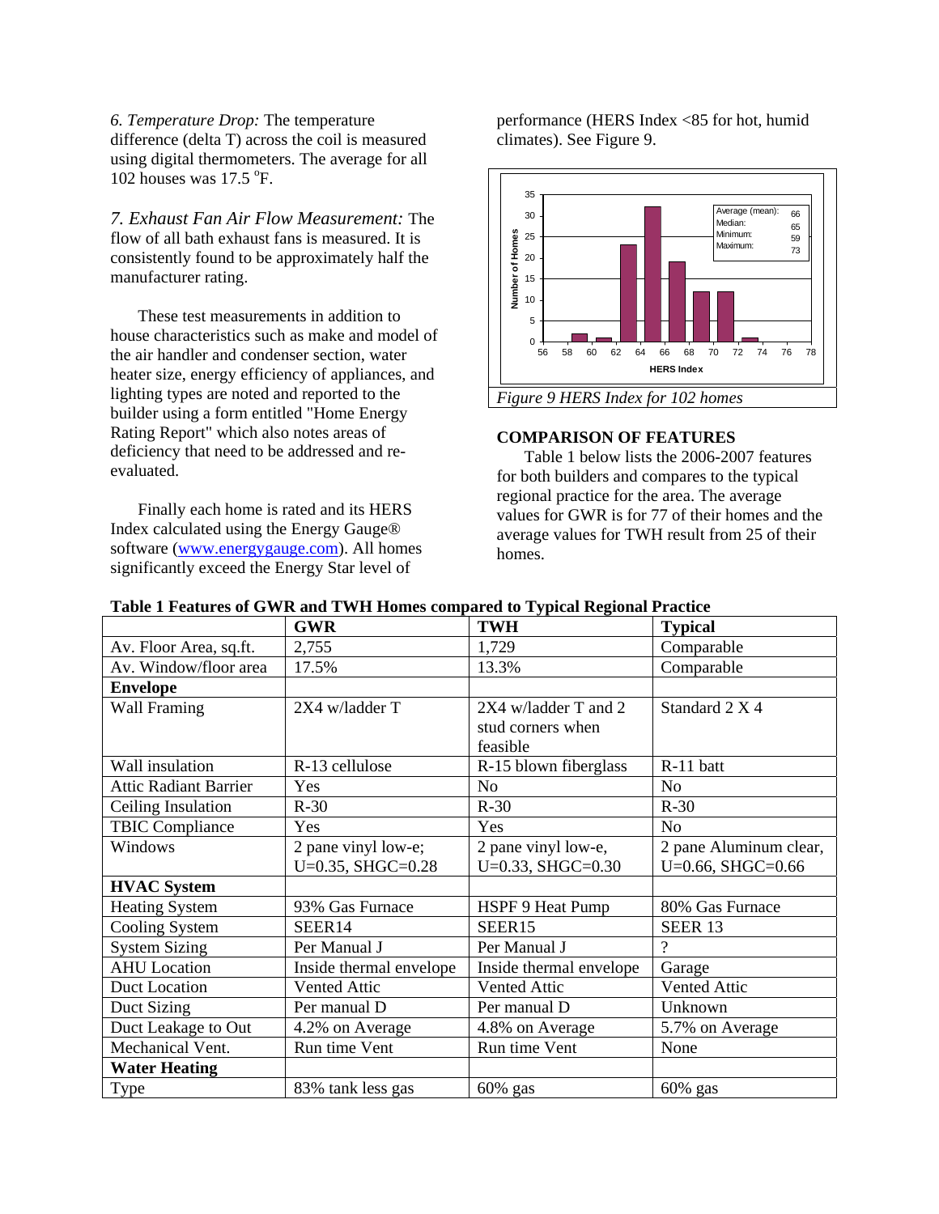*6. Temperature Drop:* The temperature difference (delta T) across the coil is measured using digital thermometers. The average for all 102 houses was 17.5 °F.

*7. Exhaust Fan Air Flow Measurement:* The flow of all bath exhaust fans is measured. It is consistently found to be approximately half the manufacturer rating.

These test measurements in addition to house characteristics such as make and model of the air handler and condenser section, water heater size, energy efficiency of appliances, and lighting types are noted and reported to the builder using a form entitled "Home Energy Rating Report" which also notes areas of deficiency that need to be addressed and re-evaluated.

Finally each home is rated and its HERS Index calculated using the Energy Gauge® software (www.energygauge.com). All homes significantly exceed the Energy Star level of performance (HERS Index <85 for hot, humid climates). See Figure 9.

*Figure 9 HERS Index for 102 homes*

## COMPARISON OF FEATURES

Table 1 below lists the 2006-2007 features for both builders and compares to the typical regional practice for the area. The average values for GWR is for 77 of their homes and the average values for TWH result from 25 of their homes.

**Table 1 Features of GWR and TWH Homes compared to Typical Regional Practice**

| | GWR | TWH | Typical |
|---|---|---|---|
| Av. Floor Area, sq.ft. | 2,755 | 1,729 | Comparable |
| Av. Window/floor area | 17.5% | 13.3% | Comparable |
| **Envelope** | | | |
| Wall Framing | 2X4 w/ladder T | 2X4 w/ladder T and 2 stud corners when feasible | Standard 2 X 4 |
| Wall insulation | R-13 cellulose | R-15 blown fiberglass | R-11 batt |
| Attic Radiant Barrier | Yes | No | No |
| Ceiling Insulation | R-30 | R-30 | R-30 |
| TBIC Compliance | Yes | Yes | No |
| Windows | 2 pane vinyl low-e; U=0.35, SHGC=0.28 | 2 pane vinyl low-e, U=0.33, SHGC=0.30 | 2 pane Aluminum clear, U=0.66, SHGC=0.66 |
| **HVAC System** | | | |
| Heating System | 93% Gas Furnace | HSPF 9 Heat Pump | 80% Gas Furnace |
| Cooling System | SEER14 | SEER15 | SEER 13 |
| System Sizing | Per Manual J | Per Manual J | ? |
| AHU Location | Inside thermal envelope | Inside thermal envelope | Garage |
| Duct Location | Vented Attic | Vented Attic | Vented Attic |
| Duct Sizing | Per manual D | Per manual D | Unknown |
| Duct Leakage to Out | 4.2% on Average | 4.8% on Average | 5.7% on Average |
| Mechanical Vent. | Run time Vent | Run time Vent | None |
| **Water Heating** | | | |
| Type | 83% tank less gas | 60% gas | 60% gas |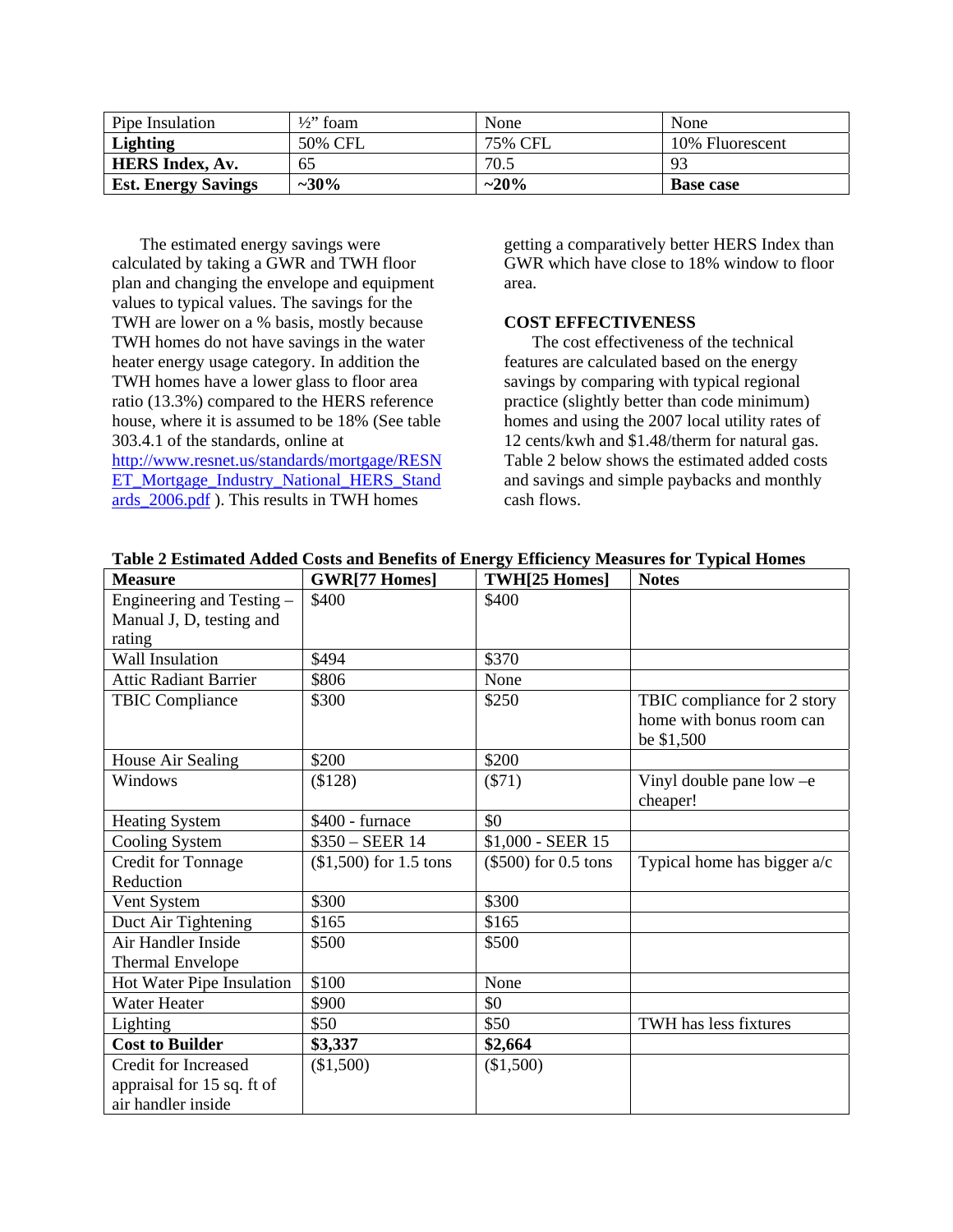| Pipe Insulation | ½" foam | None | None |
|---|---|---|---|
| **Lighting** | 50% CFL | 75% CFL | 10% Fluorescent |
| **HERS Index, Av.** | 65 | 70.5 | 93 |
| **Est. Energy Savings** | **~30%** | **~20%** | **Base case** |

The estimated energy savings were calculated by taking a GWR and TWH floor plan and changing the envelope and equipment values to typical values. The savings for the TWH are lower on a % basis, mostly because TWH homes do not have savings in the water heater energy usage category. In addition the TWH homes have a lower glass to floor area ratio (13.3%) compared to the HERS reference house, where it is assumed to be 18% (See table 303.4.1 of the standards, online at http://www.resnet.us/standards/mortgage/RESNET_Mortgage_Industry_National_HERS_Standards_2006.pdf ). This results in TWH homes getting a comparatively better HERS Index than GWR which have close to 18% window to floor area.

### COST EFFECTIVENESS

The cost effectiveness of the technical features are calculated based on the energy savings by comparing with typical regional practice (slightly better than code minimum) homes and using the 2007 local utility rates of 12 cents/kwh and $1.48/therm for natural gas. Table 2 below shows the estimated added costs and savings and simple paybacks and monthly cash flows.

**Table 2 Estimated Added Costs and Benefits of Energy Efficiency Measures for Typical Homes**

| **Measure** | **GWR[77 Homes]** | **TWH[25 Homes]** | **Notes** |
|---|---|---|---|
| Engineering and Testing – Manual J, D, testing and rating | $400 | $400 | |
| Wall Insulation | $494 | $370 | |
| Attic Radiant Barrier | $806 | None | |
| TBIC Compliance | $300 | $250 | TBIC compliance for 2 story home with bonus room can be $1,500 |
| House Air Sealing | $200 | $200 | |
| Windows | ($128) | ($71) | Vinyl double pane low –e cheaper! |
| Heating System | $400 - furnace | $0 | |
| Cooling System | $350 – SEER 14 | $1,000 - SEER 15 | |
| Credit for Tonnage Reduction | ($1,500) for 1.5 tons | ($500) for 0.5 tons | Typical home has bigger a/c |
| Vent System | $300 | $300 | |
| Duct Air Tightening | $165 | $165 | |
| Air Handler Inside Thermal Envelope | $500 | $500 | |
| Hot Water Pipe Insulation | $100 | None | |
| Water Heater | $900 | $0 | |
| Lighting | $50 | $50 | TWH has less fixtures |
| **Cost to Builder** | **$3,337** | **$2,664** | |
| Credit for Increased appraisal for 15 sq. ft of air handler inside | ($1,500) | ($1,500) | |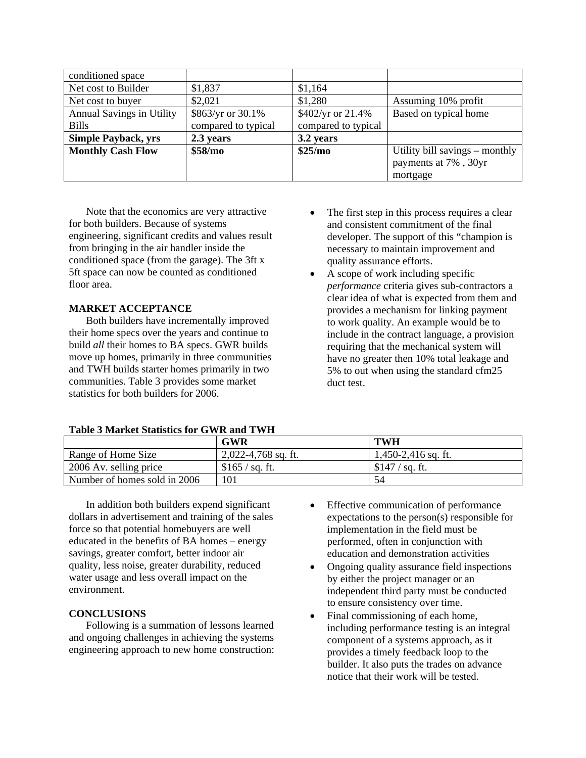| conditioned space | | | |
|---|---|---|---|
| Net cost to Builder | $1,837 | $1,164 | |
| Net cost to buyer | $2,021 | $1,280 | Assuming 10% profit |
| Annual Savings in Utility Bills | $863/yr or 30.1% compared to typical | $402/yr or 21.4% compared to typical | Based on typical home |
| **Simple Payback, yrs** | **2.3 years** | **3.2 years** | |
| **Monthly Cash Flow** | **$58/mo** | **$25/mo** | Utility bill savings – monthly payments at 7% , 30yr mortgage |

Note that the economics are very attractive for both builders. Because of systems engineering, significant credits and values result from bringing in the air handler inside the conditioned space (from the garage). The 3ft x 5ft space can now be counted as conditioned floor area.

### MARKET ACCEPTANCE

Both builders have incrementally improved their home specs over the years and continue to build *all* their homes to BA specs. GWR builds move up homes, primarily in three communities and TWH builds starter homes primarily in two communities. Table 3 provides some market statistics for both builders for 2006.

**Table 3 Market Statistics for GWR and TWH**

| | GWR | TWH |
|---|---|---|
| Range of Home Size | 2,022-4,768 sq. ft. | 1,450-2,416 sq. ft. |
| 2006 Av. selling price | $165 / sq. ft. | $147 / sq. ft. |
| Number of homes sold in 2006 | 101 | 54 |

In addition both builders expend significant dollars in advertisement and training of the sales force so that potential homebuyers are well educated in the benefits of BA homes – energy savings, greater comfort, better indoor air quality, less noise, greater durability, reduced water usage and less overall impact on the environment.

### CONCLUSIONS

Following is a summation of lessons learned and ongoing challenges in achieving the systems engineering approach to new home construction:

- The first step in this process requires a clear and consistent commitment of the final developer. The support of this "champion is necessary to maintain improvement and quality assurance efforts.
- A scope of work including specific *performance* criteria gives sub-contractors a clear idea of what is expected from them and provides a mechanism for linking payment to work quality. An example would be to include in the contract language, a provision requiring that the mechanical system will have no greater then 10% total leakage and 5% to out when using the standard cfm25 duct test.
- Effective communication of performance expectations to the person(s) responsible for implementation in the field must be performed, often in conjunction with education and demonstration activities
- Ongoing quality assurance field inspections by either the project manager or an independent third party must be conducted to ensure consistency over time.
- Final commissioning of each home, including performance testing is an integral component of a systems approach, as it provides a timely feedback loop to the builder. It also puts the trades on advance notice that their work will be tested.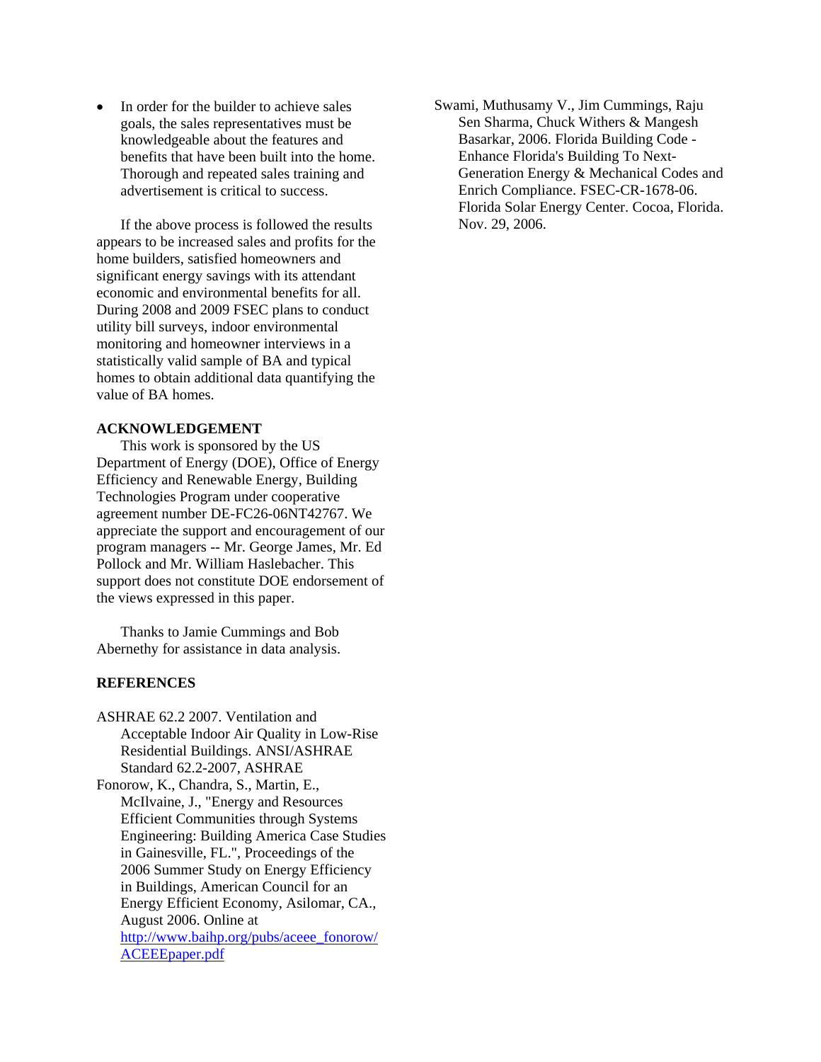- In order for the builder to achieve sales goals, the sales representatives must be knowledgeable about the features and benefits that have been built into the home. Thorough and repeated sales training and advertisement is critical to success.

If the above process is followed the results appears to be increased sales and profits for the home builders, satisfied homeowners and significant energy savings with its attendant economic and environmental benefits for all. During 2008 and 2009 FSEC plans to conduct utility bill surveys, indoor environmental monitoring and homeowner interviews in a statistically valid sample of BA and typical homes to obtain additional data quantifying the value of BA homes.

## ACKNOWLEDGEMENT

This work is sponsored by the US Department of Energy (DOE), Office of Energy Efficiency and Renewable Energy, Building Technologies Program under cooperative agreement number DE-FC26-06NT42767. We appreciate the support and encouragement of our program managers -- Mr. George James, Mr. Ed Pollock and Mr. William Haslebacher. This support does not constitute DOE endorsement of the views expressed in this paper.

Thanks to Jamie Cummings and Bob Abernethy for assistance in data analysis.

## REFERENCES

ASHRAE 62.2 2007. Ventilation and Acceptable Indoor Air Quality in Low-Rise Residential Buildings. ANSI/ASHRAE Standard 62.2-2007, ASHRAE

Fonorow, K., Chandra, S., Martin, E., McIlvaine, J., "Energy and Resources Efficient Communities through Systems Engineering: Building America Case Studies in Gainesville, FL.", Proceedings of the 2006 Summer Study on Energy Efficiency in Buildings, American Council for an Energy Efficient Economy, Asilomar, CA., August 2006. Online at http://www.baihp.org/pubs/aceee_fonorow/ACEEEpaper.pdf

Swami, Muthusamy V., Jim Cummings, Raju Sen Sharma, Chuck Withers & Mangesh Basarkar, 2006. Florida Building Code - Enhance Florida's Building To Next-Generation Energy & Mechanical Codes and Enrich Compliance. FSEC-CR-1678-06. Florida Solar Energy Center. Cocoa, Florida. Nov. 29, 2006.